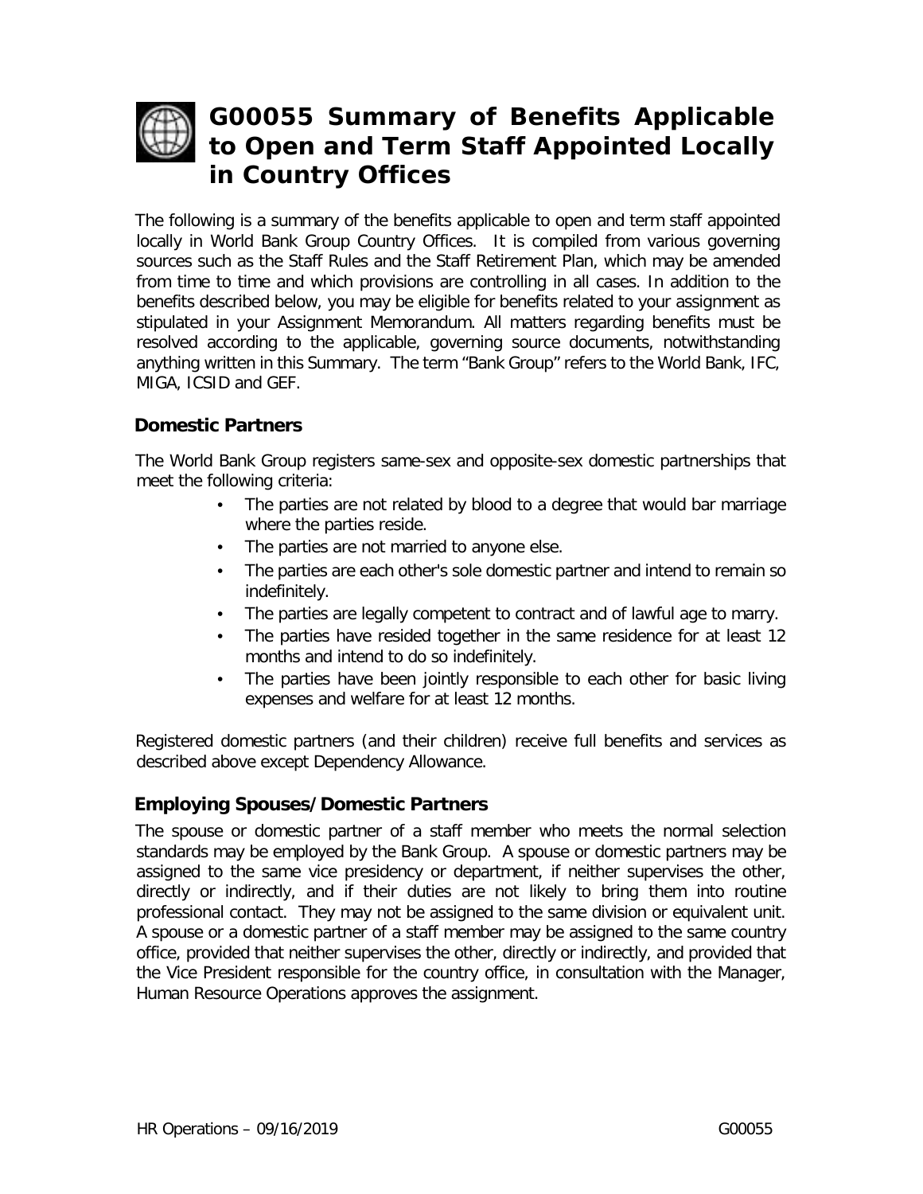# G00055 Summary of Benefits Applicable to Open and Term Staff Appointed Locally in Country Offices

The following is a summary of the benefits applicable to open and term staff appointed locally in World Bank Group Country Offices. It is compiled from various governing sources such as the Staff Rules and the Staff Retirement Plan, which may be amended from time to time and which provisions are controlling in all cases. In addition to the benefits described below, you may be eligible for benefits related to your assignment as stipulated in your Assignment Memorandum. All matters regarding benefits must be resolved according to the applicable, governing source documents, notwithstanding anything written in this Summary. The term "Bank Group" refers to the World Bank, IFC, MIGA, ICSID and GEF.

## Domestic Partners

The World Bank Group registers same-sex and opposite-sex domestic partnerships that meet the following criteria:

- The parties are not related by blood to a degree that would bar marriage where the parties reside.
- The parties are not married to anyone else.
- The parties are each other's sole domestic partner and intend to remain so indefinitely.
- The parties are legally competent to contract and of lawful age to marry.
- The parties have resided together in the same residence for at least 12 months and intend to do so indefinitely.
- The parties have been jointly responsible to each other for basic living expenses and welfare for at least 12 months.

Registered domestic partners (and their children) receive full benefits and services as described above except Dependency Allowance.

## Employing Spouses/Domestic Partners

The spouse or domestic partner of a staff member who meets the normal selection standards may be employed by the Bank Group. A spouse or domestic partners may be assigned to the same vice presidency or department, if neither supervises the other, directly or indirectly, and if their duties are not likely to bring them into routine professional contact. They may not be assigned to the same division or equivalent unit. A spouse or a domestic partner of a staff member may be assigned to the same country office, provided that neither supervises the other, directly or indirectly, and provided that the Vice President responsible for the country office, in consultation with the Manager, Human Resource Operations approves the assignment.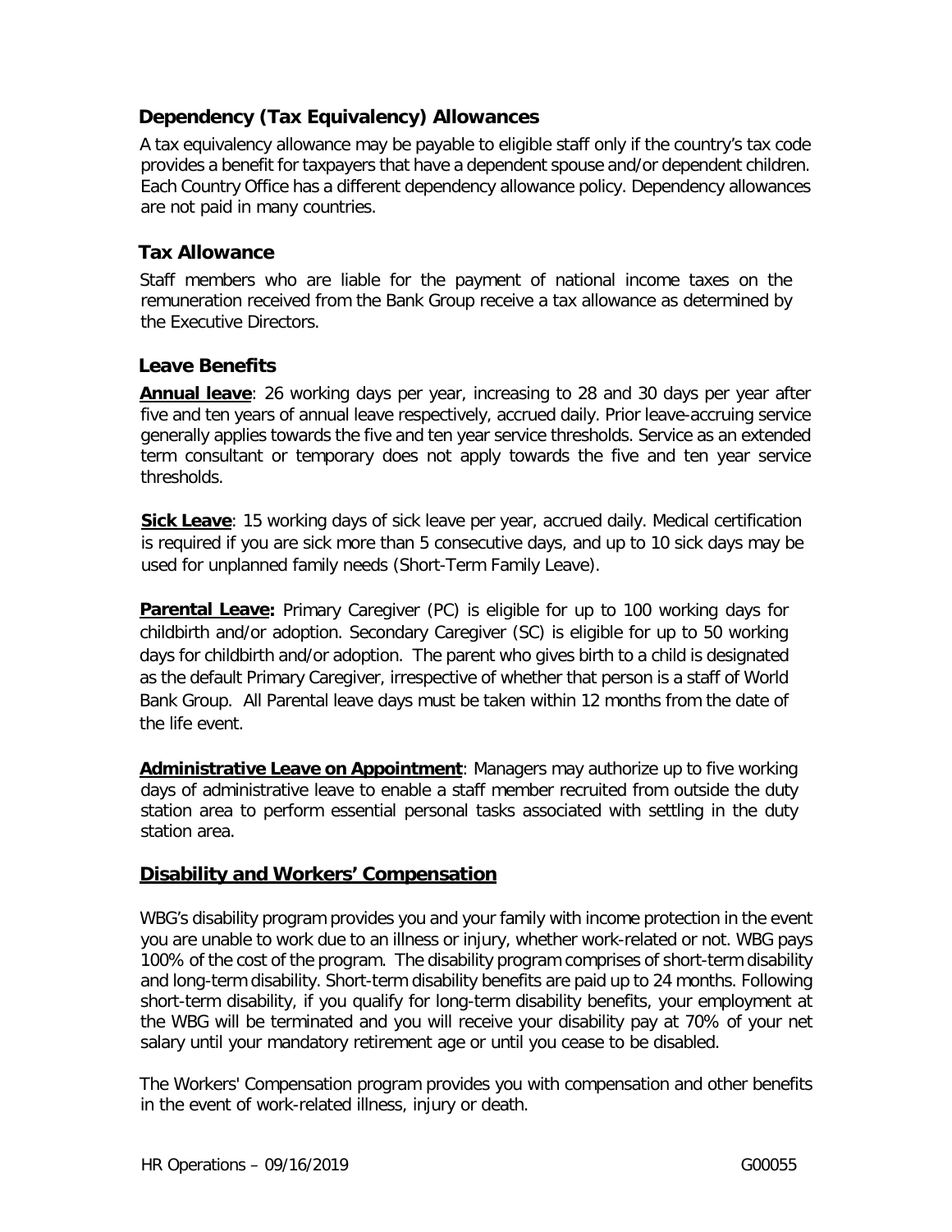## Dependency (Tax Equivalency) Allowances

A tax equivalency allowance may be payable to eligible staff only if the country's tax code provides a benefit for taxpayers that have a dependent spouse and/or dependent children. Each Country Office has a different dependency allowance policy. Dependency allowances are not paid in many countries.

## Tax Allowance

Staff members who are liable for the payment of national income taxes on the remuneration received from the Bank Group receive a tax allowance as determined by the Executive Directors.

## Leave Benefits

**Annual leave**: 26 working days per year, increasing to 28 and 30 days per year after five and ten years of annual leave respectively, accrued daily. Prior leave-accruing service generally applies towards the five and ten year service thresholds. Service as an extended term consultant or temporary does not apply towards the five and ten year service thresholds.

**Sick Leave**: 15 working days of sick leave per year, accrued daily. Medical certification is required if you are sick more than 5 consecutive days, and up to 10 sick days may be used for unplanned family needs (Short-Term Family Leave).

**Parental Leave:** Primary Caregiver (PC) is eligible for up to 100 working days for childbirth and/or adoption. Secondary Caregiver (SC) is eligible for up to 50 working days for childbirth and/or adoption. The parent who gives birth to a child is designated as the default Primary Caregiver, irrespective of whether that person is a staff of World Bank Group. All Parental leave days must be taken within 12 months from the date of the life event.

**Administrative Leave on Appointment**: Managers may authorize up to five working days of administrative leave to enable a staff member recruited from outside the duty station area to perform essential personal tasks associated with settling in the duty station area.

## Disability and Workers' Compensation

WBG's disability program provides you and your family with income protection in the event you are unable to work due to an illness or injury, whether work-related or not. WBG pays 100% of the cost of the program. The disability program comprises of short-term disability and long-term disability. Short-term disability benefits are paid up to 24 months. Following short-term disability, if you qualify for long-term disability benefits, your employment at the WBG will be terminated and you will receive your disability pay at 70% of your net salary until your mandatory retirement age or until you cease to be disabled.

The Workers' Compensation program provides you with compensation and other benefits in the event of work-related illness, injury or death.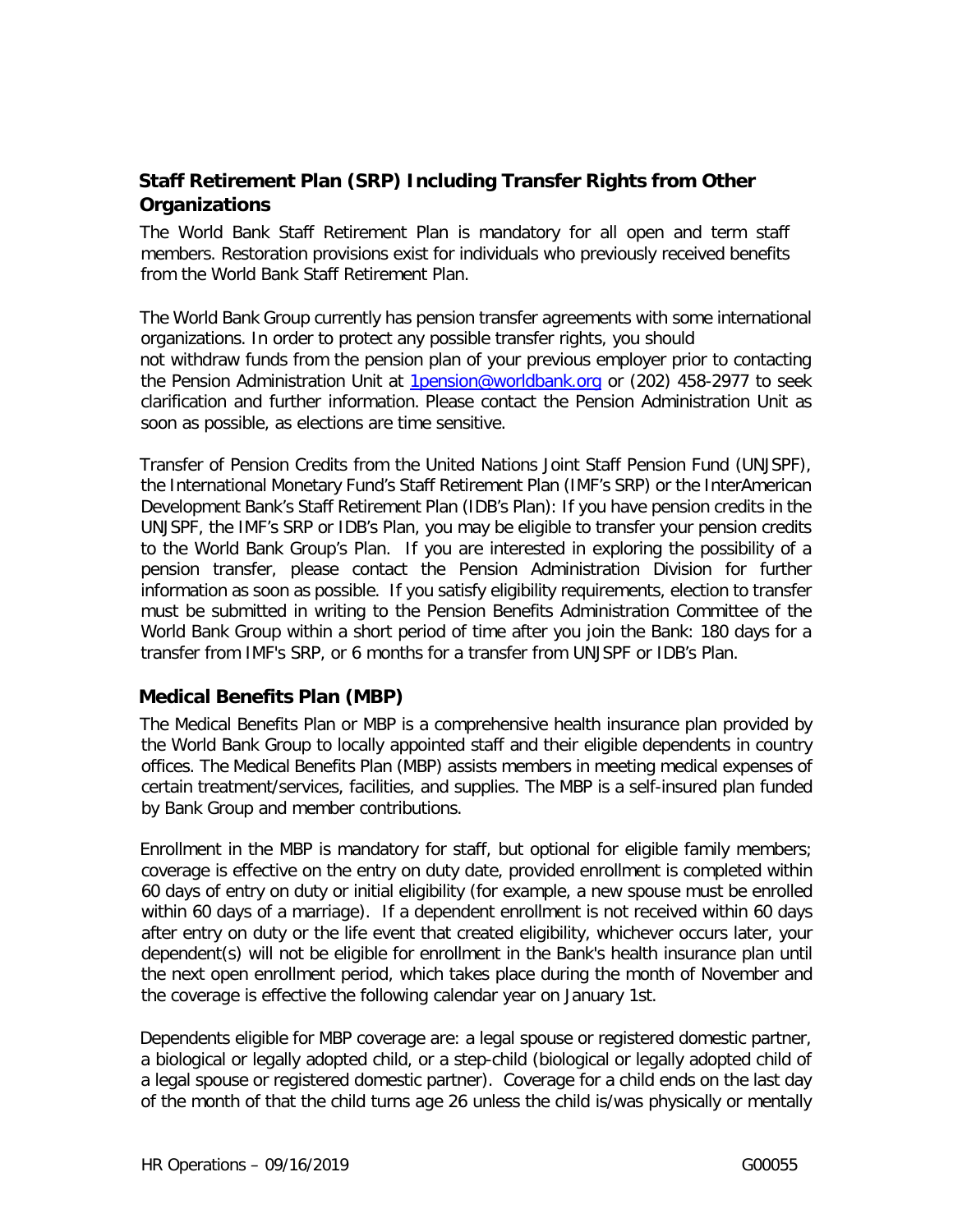## Staff Retirement Plan (SRP) Including Transfer Rights from Other Organizations

The World Bank Staff Retirement Plan is mandatory for all open and term staff members. Restoration provisions exist for individuals who previously received benefits from the World Bank Staff Retirement Plan.

The World Bank Group currently has pension transfer agreements with some international organizations. In order to protect any possible transfer rights, you should not withdraw funds from the pension plan of your previous employer prior to contacting the Pension Administration Unit at 1pension@worldbank.org or (202) 458-2977 to seek clarification and further information. Please contact the Pension Administration Unit as soon as possible, as elections are time sensitive.

Transfer of Pension Credits from the United Nations Joint Staff Pension Fund (UNJSPF), the International Monetary Fund's Staff Retirement Plan (IMF's SRP) or the InterAmerican Development Bank's Staff Retirement Plan (IDB's Plan): If you have pension credits in the UNJSPF, the IMF's SRP or IDB's Plan, you may be eligible to transfer your pension credits to the World Bank Group's Plan. If you are interested in exploring the possibility of a pension transfer, please contact the Pension Administration Division for further information as soon as possible. If you satisfy eligibility requirements, election to transfer must be submitted in writing to the Pension Benefits Administration Committee of the World Bank Group within a short period of time after you join the Bank: 180 days for a transfer from IMF's SRP, or 6 months for a transfer from UNJSPF or IDB's Plan.

## Medical Benefits Plan (MBP)

The Medical Benefits Plan or MBP is a comprehensive health insurance plan provided by the World Bank Group to locally appointed staff and their eligible dependents in country offices. The Medical Benefits Plan (MBP) assists members in meeting medical expenses of certain treatment/services, facilities, and supplies. The MBP is a self-insured plan funded by Bank Group and member contributions.

Enrollment in the MBP is mandatory for staff, but optional for eligible family members; coverage is effective on the entry on duty date, provided enrollment is completed within 60 days of entry on duty or initial eligibility (for example, a new spouse must be enrolled within 60 days of a marriage). If a dependent enrollment is not received within 60 days after entry on duty or the life event that created eligibility, whichever occurs later, your dependent(s) will not be eligible for enrollment in the Bank's health insurance plan until the next open enrollment period, which takes place during the month of November and the coverage is effective the following calendar year on January 1st.

Dependents eligible for MBP coverage are: a legal spouse or registered domestic partner, a biological or legally adopted child, or a step-child (biological or legally adopted child of a legal spouse or registered domestic partner). Coverage for a child ends on the last day of the month of that the child turns age 26 unless the child is/was physically or mentally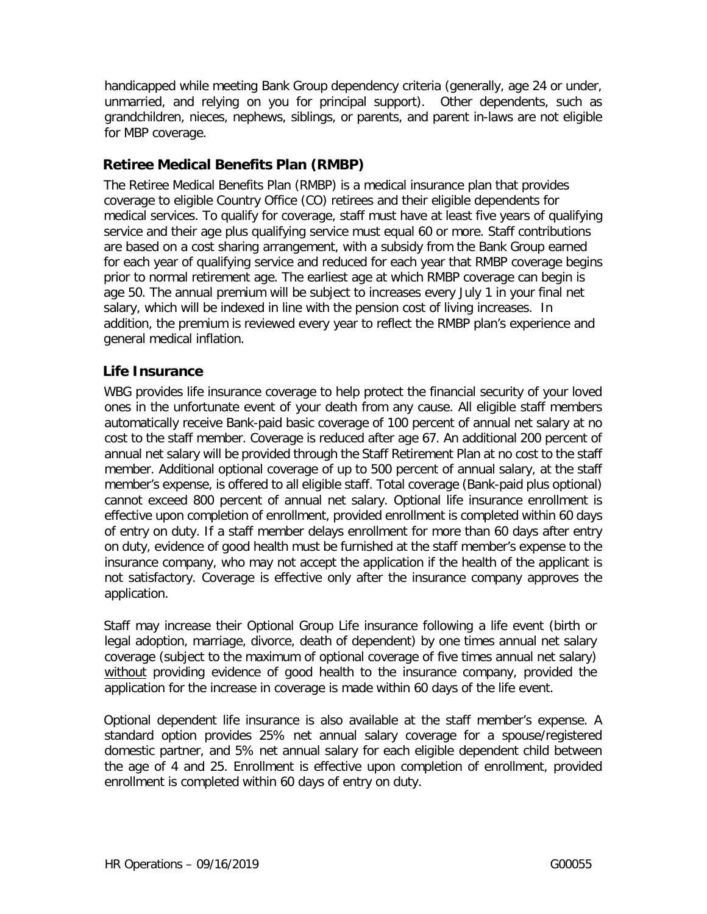handicapped while meeting Bank Group dependency criteria (generally, age 24 or under, unmarried, and relying on you for principal support). Other dependents, such as grandchildren, nieces, nephews, siblings, or parents, and parent in-laws are not eligible for MBP coverage.

## Retiree Medical Benefits Plan (RMBP)

The Retiree Medical Benefits Plan (RMBP) is a medical insurance plan that provides coverage to eligible Country Office (CO) retirees and their eligible dependents for medical services. To qualify for coverage, staff must have at least five years of qualifying service and their age plus qualifying service must equal 60 or more. Staff contributions are based on a cost sharing arrangement, with a subsidy from the Bank Group earned for each year of qualifying service and reduced for each year that RMBP coverage begins prior to normal retirement age. The earliest age at which RMBP coverage can begin is age 50. The annual premium will be subject to increases every July 1 in your final net salary, which will be indexed in line with the pension cost of living increases. In addition, the premium is reviewed every year to reflect the RMBP plan's experience and general medical inflation.

## Life Insurance

WBG provides life insurance coverage to help protect the financial security of your loved ones in the unfortunate event of your death from any cause. All eligible staff members automatically receive Bank-paid basic coverage of 100 percent of annual net salary at no cost to the staff member. Coverage is reduced after age 67. An additional 200 percent of annual net salary will be provided through the Staff Retirement Plan at no cost to the staff member. Additional optional coverage of up to 500 percent of annual salary, at the staff member's expense, is offered to all eligible staff. Total coverage (Bank-paid plus optional) cannot exceed 800 percent of annual net salary. Optional life insurance enrollment is effective upon completion of enrollment, provided enrollment is completed within 60 days of entry on duty. If a staff member delays enrollment for more than 60 days after entry on duty, evidence of good health must be furnished at the staff member's expense to the insurance company, who may not accept the application if the health of the applicant is not satisfactory. Coverage is effective only after the insurance company approves the application.

Staff may increase their Optional Group Life insurance following a life event (birth or legal adoption, marriage, divorce, death of dependent) by one times annual net salary coverage (subject to the maximum of optional coverage of five times annual net salary) without providing evidence of good health to the insurance company, provided the application for the increase in coverage is made within 60 days of the life event.

Optional dependent life insurance is also available at the staff member's expense. A standard option provides 25% net annual salary coverage for a spouse/registered domestic partner, and 5% net annual salary for each eligible dependent child between the age of 4 and 25. Enrollment is effective upon completion of enrollment, provided enrollment is completed within 60 days of entry on duty.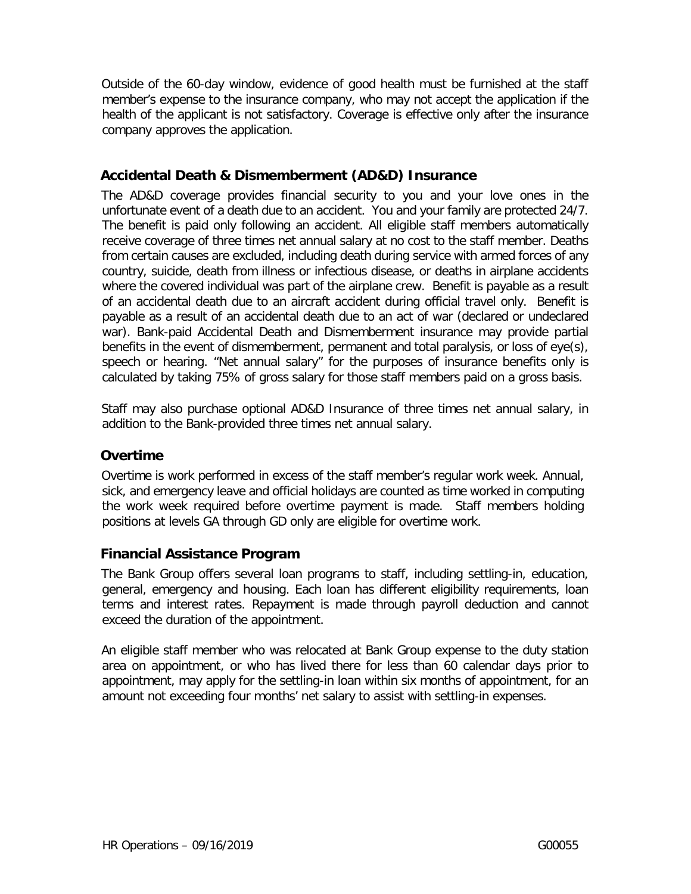Outside of the 60-day window, evidence of good health must be furnished at the staff member's expense to the insurance company, who may not accept the application if the health of the applicant is not satisfactory. Coverage is effective only after the insurance company approves the application.

## Accidental Death & Dismemberment (AD&D) Insurance

The AD&D coverage provides financial security to you and your love ones in the unfortunate event of a death due to an accident. You and your family are protected 24/7. The benefit is paid only following an accident. All eligible staff members automatically receive coverage of three times net annual salary at no cost to the staff member. Deaths from certain causes are excluded, including death during service with armed forces of any country, suicide, death from illness or infectious disease, or deaths in airplane accidents where the covered individual was part of the airplane crew. Benefit is payable as a result of an accidental death due to an aircraft accident during official travel only. Benefit is payable as a result of an accidental death due to an act of war (declared or undeclared war). Bank-paid Accidental Death and Dismemberment insurance may provide partial benefits in the event of dismemberment, permanent and total paralysis, or loss of eye(s), speech or hearing. "Net annual salary" for the purposes of insurance benefits only is calculated by taking 75% of gross salary for those staff members paid on a gross basis.

Staff may also purchase optional AD&D Insurance of three times net annual salary, in addition to the Bank-provided three times net annual salary.

## Overtime

Overtime is work performed in excess of the staff member's regular work week. Annual, sick, and emergency leave and official holidays are counted as time worked in computing the work week required before overtime payment is made. Staff members holding positions at levels GA through GD only are eligible for overtime work.

## Financial Assistance Program

The Bank Group offers several loan programs to staff, including settling-in, education, general, emergency and housing. Each loan has different eligibility requirements, loan terms and interest rates. Repayment is made through payroll deduction and cannot exceed the duration of the appointment.

An eligible staff member who was relocated at Bank Group expense to the duty station area on appointment, or who has lived there for less than 60 calendar days prior to appointment, may apply for the settling-in loan within six months of appointment, for an amount not exceeding four months' net salary to assist with settling-in expenses.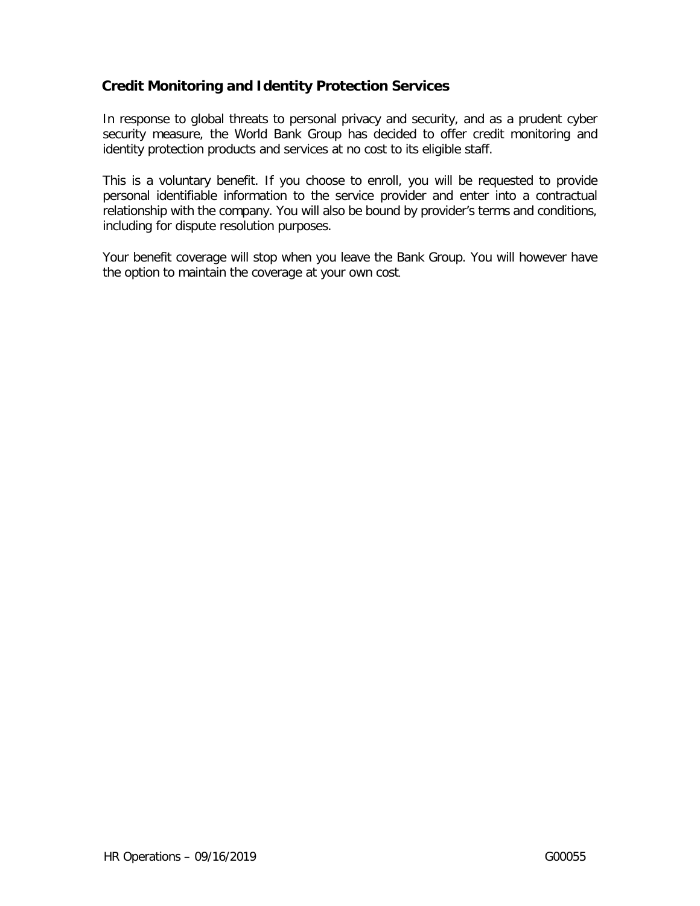## Credit Monitoring and Identity Protection Services

In response to global threats to personal privacy and security, and as a prudent cyber security measure, the World Bank Group has decided to offer credit monitoring and identity protection products and services at no cost to its eligible staff.

This is a voluntary benefit. If you choose to enroll, you will be requested to provide personal identifiable information to the service provider and enter into a contractual relationship with the company. You will also be bound by provider's terms and conditions, including for dispute resolution purposes.

Your benefit coverage will stop when you leave the Bank Group. You will however have the option to maintain the coverage at your own cost.